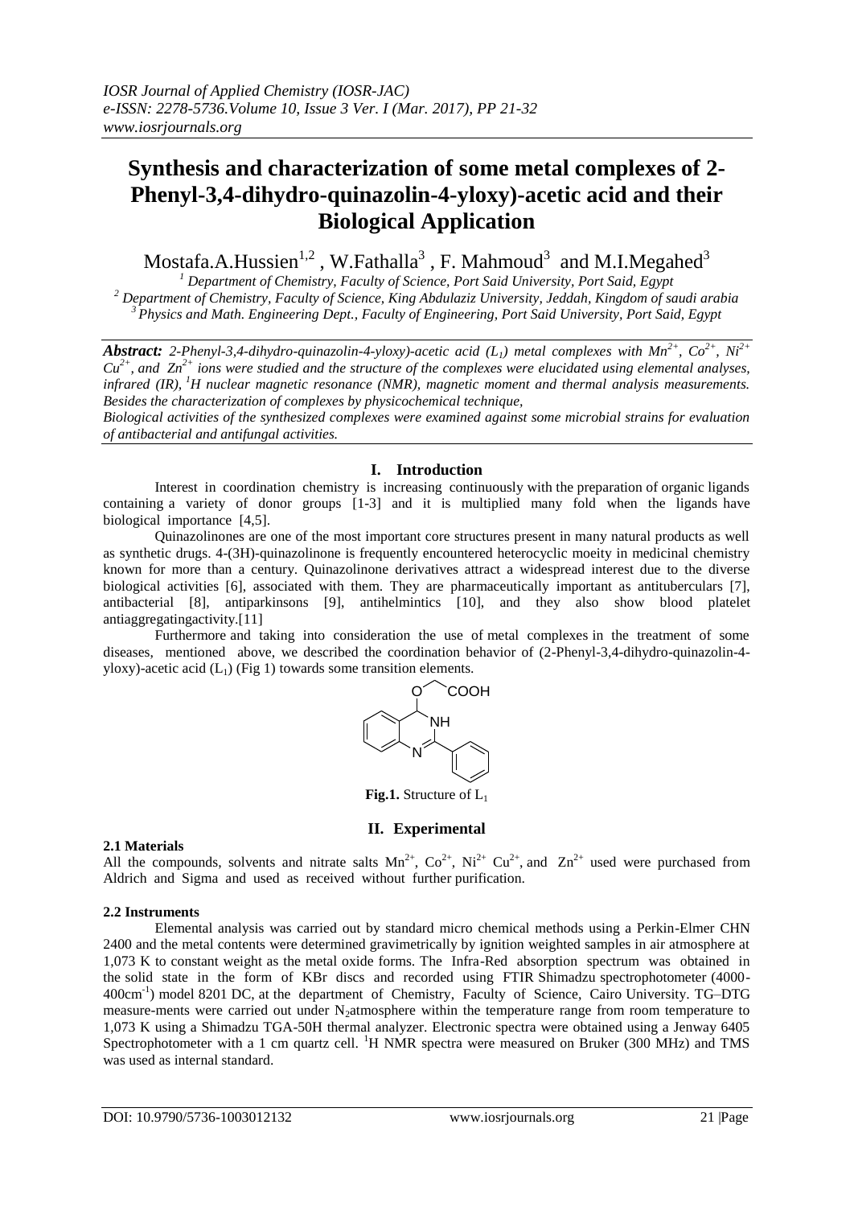# Synthesis and characterization of some metal complexes of 2-Phenyl-3,4-dihydro-quinazolin-4-yloxy)-acetic acid and their Biological Application

Mostafa.A.Hussien[1,2] , W.Fathalla[3] , F. Mahmoud[3] and M.I.Megahed[3]

[1] Department of Chemistry, Faculty of Science, Port Said University, Port Said, Egypt
[2] Department of Chemistry, Faculty of Science, King Abdulaziz University, Jeddah, Kingdom of saudi arabia
[3] Physics and Math. Engineering Dept., Faculty of Engineering, Port Said University, Port Said, Egypt

***Abstract:*** *2-Phenyl-3,4-dihydro-quinazolin-4-yloxy)-acetic acid ($L_1$) metal complexes with $Mn^{2+}$, $Co^{2+}$, $Ni^{2+}$ $Cu^{2+}$, and $Zn^{2+}$ ions were studied and the structure of the complexes were elucidated using elemental analyses, infrared (IR), $^1H$ nuclear magnetic resonance (NMR), magnetic moment and thermal analysis measurements. Besides the characterization of complexes by physicochemical technique,*

*Biological activities of the synthesized complexes were examined against some microbial strains for evaluation of antibacterial and antifungal activities.*

## I. Introduction

Interest in coordination chemistry is increasing continuously with the preparation of organic ligands containing a variety of donor groups [1-3] and it is multiplied many fold when the ligands have biological importance [4,5].

Quinazolinones are one of the most important core structures present in many natural products as well as synthetic drugs. 4-(3H)-quinazolinone is frequently encountered heterocyclic moeity in medicinal chemistry known for more than a century. Quinazolinone derivatives attract a widespread interest due to the diverse biological activities [6], associated with them. They are pharmaceutically important as antituberculars [7], antibacterial [8], antiparkinsons [9], antihelmintics [10], and they also show blood platelet antiaggregatingactivity.[11]

Furthermore and taking into consideration the use of metal complexes in the treatment of some diseases, mentioned above, we described the coordination behavior of (2-Phenyl-3,4-dihydro-quinazolin-4-yloxy)-acetic acid ($L_1$) (Fig 1) towards some transition elements.

**Fig.1.** Structure of $L_1$

## II. Experimental

### 2.1 Materials

All the compounds, solvents and nitrate salts $Mn^{2+}$, $Co^{2+}$, $Ni^{2+}$ $Cu^{2+}$, and $Zn^{2+}$ used were purchased from Aldrich and Sigma and used as received without further purification.

### 2.2 Instruments

Elemental analysis was carried out by standard micro chemical methods using a Perkin-Elmer CHN 2400 and the metal contents were determined gravimetrically by ignition weighted samples in air atmosphere at 1,073 K to constant weight as the metal oxide forms. The Infra-Red absorption spectrum was obtained in the solid state in the form of KBr discs and recorded using FTIR Shimadzu spectrophotometer (4000-400cm$^{-1}$) model 8201 DC, at the department of Chemistry, Faculty of Science, Cairo University. TG–DTG measure-ments were carried out under $N_2$atmosphere within the temperature range from room temperature to 1,073 K using a Shimadzu TGA-50H thermal analyzer. Electronic spectra were obtained using a Jenway 6405 Spectrophotometer with a 1 cm quartz cell. $^1H$ NMR spectra were measured on Bruker (300 MHz) and TMS was used as internal standard.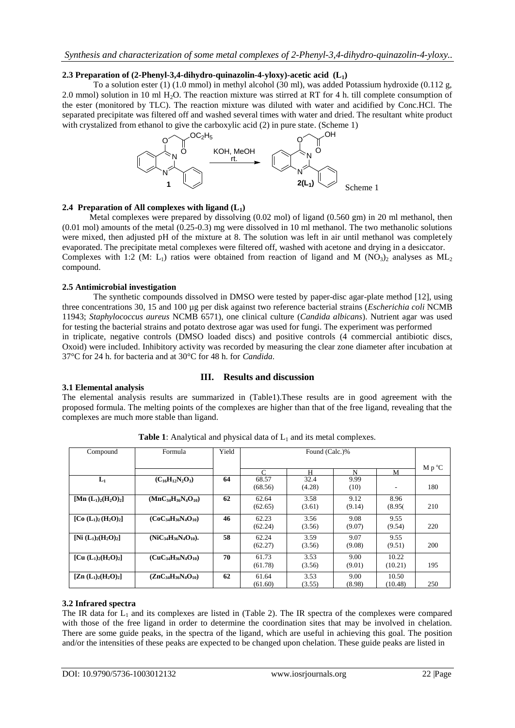### 2.3 Preparation of (2-Phenyl-3,4-dihydro-quinazolin-4-yloxy)-acetic acid ($L_1$)

To a solution ester (1) (1.0 mmol) in methyl alcohol (30 ml), was added Potassium hydroxide (0.112 g, 2.0 mmol) solution in 10 ml $H_2O$. The reaction mixture was stirred at RT for 4 h. till complete consumption of the ester (monitored by TLC). The reaction mixture was diluted with water and acidified by Conc.HCl. The separated precipitate was filtered off and washed several times with water and dried. The resultant white product with crystalized from ethanol to give the carboxylic acid (2) in pure state. (Scheme 1)

Scheme 1

### 2.4 Preparation of All complexes with ligand ($L_1$)

Metal complexes were prepared by dissolving (0.02 mol) of ligand (0.560 gm) in 20 ml methanol, then (0.01 mol) amounts of the metal (0.25-0.3) mg were dissolved in 10 ml methanol. The two methanolic solutions were mixed, then adjusted pH of the mixture at 8. The solution was left in air until methanol was completely evaporated. The precipitate metal complexes were filtered off, washed with acetone and drying in a desiccator. Complexes with 1:2 (M: $L_1$) ratios were obtained from reaction of ligand and M $(NO_3)_2$ analyses as $ML_2$ compound.

### 2.5 Antimicrobial investigation

The synthetic compounds dissolved in DMSO were tested by paper-disc agar-plate method [12], using three concentrations 30, 15 and 100 µg per disk against two reference bacterial strains (*Escherichia coli* NCMB 11943; *Staphylococcus aureus* NCMB 6571), one clinical culture (*Candida albicans*). Nutrient agar was used for testing the bacterial strains and potato dextrose agar was used for fungi. The experiment was performed in triplicate, negative controls (DMSO loaded discs) and positive controls (4 commercial antibiotic discs, Oxoid) were included. Inhibitory activity was recorded by measuring the clear zone diameter after incubation at 37°C for 24 h. for bacteria and at 30°C for 48 h. for *Candida*.

## III. Results and discussion

### 3.1 Elemental analysis

The elemental analysis results are summarized in (Table1).These results are in good agreement with the proposed formula. The melting points of the complexes are higher than that of the free ligand, revealing that the complexes are much more stable than ligand.

**Table 1**: Analytical and physical data of $L_1$ and its metal complexes.

| Compound | Formula | Yield | Found (Calc.)% | | | | M p °C |
|---|---|---|---|---|---|---|---|
| | | | C | H | N | M | |
| **$L_1$** | **($C_{16}H_{12}N_2O_3$)** | **64** | 68.57 (68.56) | 32.4 (4.28) | 9.99 (10) | - | 180 |
| **[Mn $(L_1)_2(H_2O)_2$]** | **($MnC_{34}H_{36}N_4O_{10}$)** | **62** | 62.64 (62.65) | 3.58 (3.61) | 9.12 (9.14) | 8.96 (8.95( | 210 |
| **[Co $(L_1)_2(H_2O)_2$]** | **($CoC_{34}H_{36}N_4O_{10}$)** | **46** | 62.23 (62.24) | 3.56 (3.56) | 9.08 (9.07) | 9.55 (9.54) | 220 |
| **[Ni $(L_1)_2(H_2O)_2$]** | **($NiC_{34}H_{36}N_4O_{10}$).** | **58** | 62.24 (62.27) | 3.59 (3.56) | 9.07 (9.08) | 9.55 (9.51) | 200 |
| **[Cu $(L_1)_2(H_2O)_2$]** | **($CuC_{34}H_{36}N_4O_{10}$)** | **70** | 61.73 (61.78) | 3.53 (3.56) | 9.00 (9.01) | 10.22 (10.21) | 195 |
| **[Zn $(L_1)_2(H_2O)_2$]** | **($ZnC_{34}H_{36}N_4O_{10}$)** | **62** | 61.64 (61.60) | 3.53 (3.55) | 9.00 (8.98) | 10.50 (10.48) | 250 |

### 3.2 Infrared spectra

The IR data for $L_1$ and its complexes are listed in (Table 2). The IR spectra of the complexes were compared with those of the free ligand in order to determine the coordination sites that may be involved in chelation. There are some guide peaks, in the spectra of the ligand, which are useful in achieving this goal. The position and/or the intensities of these peaks are expected to be changed upon chelation. These guide peaks are listed in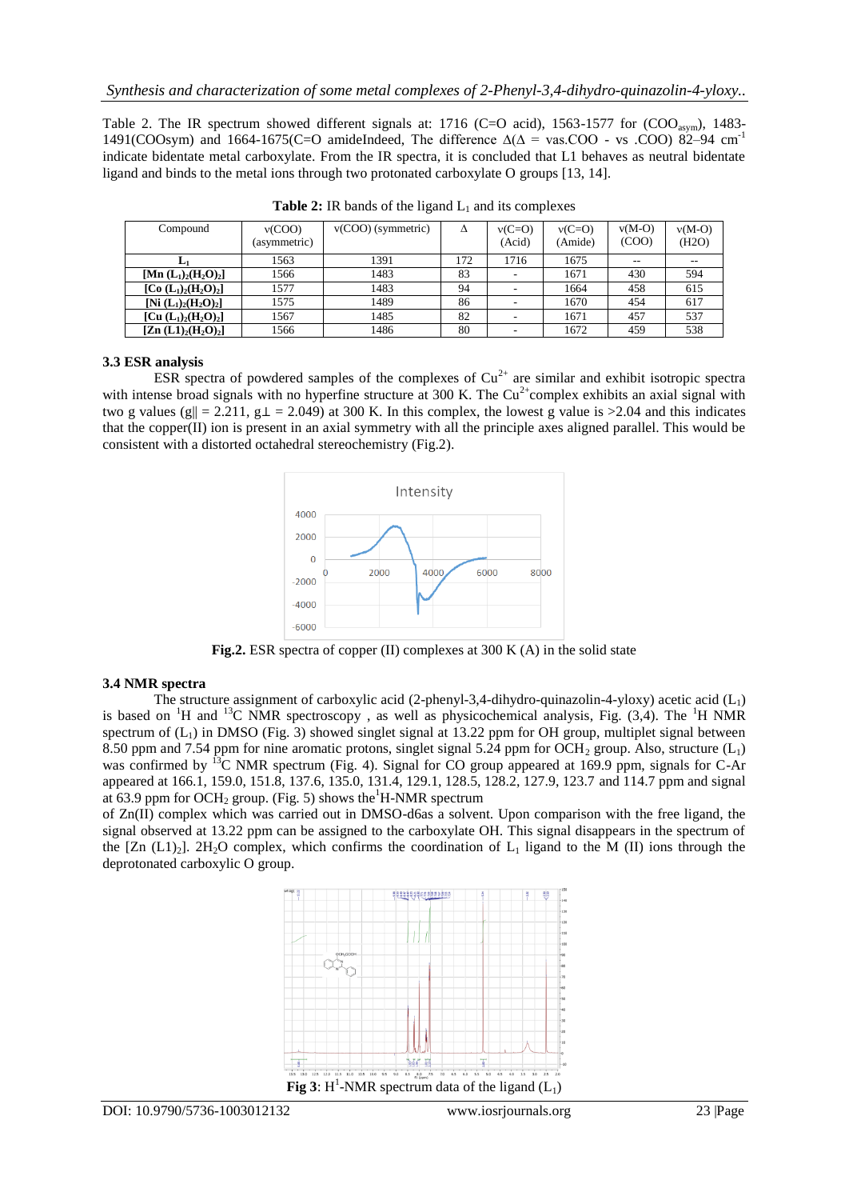Table 2. The IR spectrum showed different signals at: 1716 (C=O acid), 1563-1577 for ($COO_{asym}$), 1483-1491(COOsym) and 1664-1675(C=O amideIndeed, The difference $\Delta$($\Delta$ = vas.COO - vs .COO) 82–94 $cm^{-1}$ indicate bidentate metal carboxylate. From the IR spectra, it is concluded that L1 behaves as neutral bidentate ligand and binds to the metal ions through two protonated carboxylate O groups [13, 14].

**Table 2:** IR bands of the ligand $L_1$ and its complexes

| Compound | ν(COO) (asymmetric) | ν(COO) (symmetric) | Δ | ν(C=O) (Acid) | ν(C=O) (Amide) | ν(M-O) (COO) | ν(M-O) (H2O) |
|---|---|---|---|---|---|---|---|
| **$L_1$** | 1563 | 1391 | 172 | 1716 | 1675 | -- | -- |
| **$[Mn(L_1)_2(H_2O)_2]$** | 1566 | 1483 | 83 | - | 1671 | 430 | 594 |
| **$[Co(L_1)_2(H_2O)_2]$** | 1577 | 1483 | 94 | - | 1664 | 458 | 615 |
| **$[Ni(L_1)_2(H_2O)_2]$** | 1575 | 1489 | 86 | - | 1670 | 454 | 617 |
| **$[Cu(L_1)_2(H_2O)_2]$** | 1567 | 1485 | 82 | - | 1671 | 457 | 537 |
| **$[Zn(L1)_2(H_2O)_2]$** | 1566 | 1486 | 80 | - | 1672 | 459 | 538 |

### 3.3 ESR analysis

ESR spectra of powdered samples of the complexes of $Cu^{2+}$ are similar and exhibit isotropic spectra with intense broad signals with no hyperfine structure at 300 K. The $Cu^{2+}$complex exhibits an axial signal with two g values ($g_\parallel$ = 2.211, $g_\perp$ = 2.049) at 300 K. In this complex, the lowest g value is >2.04 and this indicates that the copper(II) ion is present in an axial symmetry with all the principle axes aligned parallel. This would be consistent with a distorted octahedral stereochemistry (Fig.2).

**Fig.2.** ESR spectra of copper (II) complexes at 300 K (A) in the solid state

### 3.4 NMR spectra

The structure assignment of carboxylic acid (2-phenyl-3,4-dihydro-quinazolin-4-yloxy) acetic acid ($L_1$) is based on $^1$H and $^{13}$C NMR spectroscopy , as well as physicochemical analysis, Fig. (3,4). The $^1$H NMR spectrum of ($L_1$) in DMSO (Fig. 3) showed singlet signal at 13.22 ppm for OH group, multiplet signal between 8.50 ppm and 7.54 ppm for nine aromatic protons, singlet signal 5.24 ppm for $OCH_2$ group. Also, structure ($L_1$) was confirmed by $^{13}$C NMR spectrum (Fig. 4). Signal for CO group appeared at 169.9 ppm, signals for C-Ar appeared at 166.1, 159.0, 151.8, 137.6, 135.0, 131.4, 129.1, 128.5, 128.2, 127.9, 123.7 and 114.7 ppm and signal at 63.9 ppm for $OCH_2$ group. (Fig. 5) shows the$^1$H-NMR spectrum of Zn(II) complex which was carried out in DMSO-d6as a solvent. Upon comparison with the free ligand, the signal observed at 13.22 ppm can be assigned to the carboxylate OH. This signal disappears in the spectrum of the $[Zn(L1)_2]$. $2H_2O$ complex, which confirms the coordination of $L_1$ ligand to the M (II) ions through the deprotonated carboxylic O group.

**Fig 3**: $H^1$-NMR spectrum data of the ligand ($L_1$)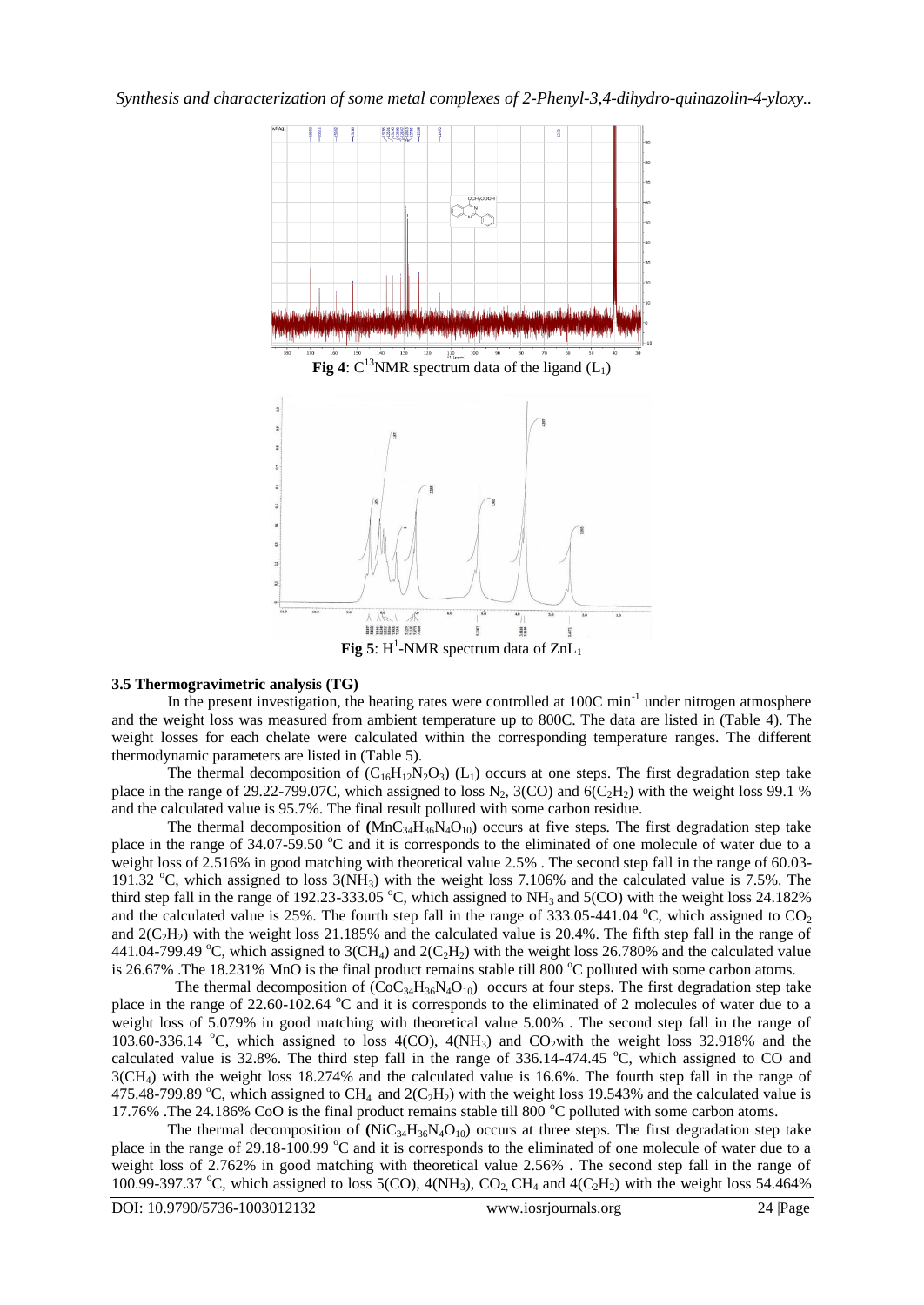**Fig 4**: $C^{13}$NMR spectrum data of the ligand ($L_1$)

**Fig 5**: $H^1$-NMR spectrum data of $ZnL_1$

### 3.5 Thermogravimetric analysis (TG)

In the present investigation, the heating rates were controlled at 100C $min^{-1}$ under nitrogen atmosphere and the weight loss was measured from ambient temperature up to 800C. The data are listed in (Table 4). The weight losses for each chelate were calculated within the corresponding temperature ranges. The different thermodynamic parameters are listed in (Table 5).

The thermal decomposition of ($C_{16}H_{12}N_2O_3$) ($L_1$) occurs at one steps. The first degradation step take place in the range of 29.22-799.07C, which assigned to loss $N_2$, 3(CO) and 6($C_2H_2$) with the weight loss 99.1 % and the calculated value is 95.7%. The final result polluted with some carbon residue.

The thermal decomposition of **(**$MnC_{34}H_{36}N_4O_{10}$) occurs at five steps. The first degradation step take place in the range of 34.07-59.50 °C and it is corresponds to the eliminated of one molecule of water due to a weight loss of 2.516% in good matching with theoretical value 2.5% . The second step fall in the range of 60.03-191.32 °C, which assigned to loss 3($NH_3$) with the weight loss 7.106% and the calculated value is 7.5%. The third step fall in the range of 192.23-333.05 °C, which assigned to $NH_3$ and 5(CO) with the weight loss 24.182% and the calculated value is 25%. The fourth step fall in the range of 333.05-441.04 °C, which assigned to $CO_2$ and 2($C_2H_2$) with the weight loss 21.185% and the calculated value is 20.4%. The fifth step fall in the range of 441.04-799.49 °C, which assigned to 3($CH_4$) and 2($C_2H_2$) with the weight loss 26.780% and the calculated value is 26.67% .The 18.231% MnO is the final product remains stable till 800 °C polluted with some carbon atoms.

The thermal decomposition of ($CoC_{34}H_{36}N_4O_{10}$) occurs at four steps. The first degradation step take place in the range of 22.60-102.64 °C and it is corresponds to the eliminated of 2 molecules of water due to a weight loss of 5.079% in good matching with theoretical value 5.00% . The second step fall in the range of 103.60-336.14 °C, which assigned to loss 4(CO), 4($NH_3$) and $CO_2$with the weight loss 32.918% and the calculated value is 32.8%. The third step fall in the range of 336.14-474.45 °C, which assigned to CO and 3($CH_4$) with the weight loss 18.274% and the calculated value is 16.6%. The fourth step fall in the range of 475.48-799.89 °C, which assigned to $CH_4$ and 2($C_2H_2$) with the weight loss 19.543% and the calculated value is 17.76% .The 24.186% CoO is the final product remains stable till 800 °C polluted with some carbon atoms.

The thermal decomposition of **(**$NiC_{34}H_{36}N_4O_{10}$) occurs at three steps. The first degradation step take place in the range of 29.18-100.99 °C and it is corresponds to the eliminated of one molecule of water due to a weight loss of 2.762% in good matching with theoretical value 2.56% . The second step fall in the range of 100.99-397.37 °C, which assigned to loss 5(CO), 4($NH_3$), $CO_2$, $CH_4$ and 4($C_2H_2$) with the weight loss 54.464%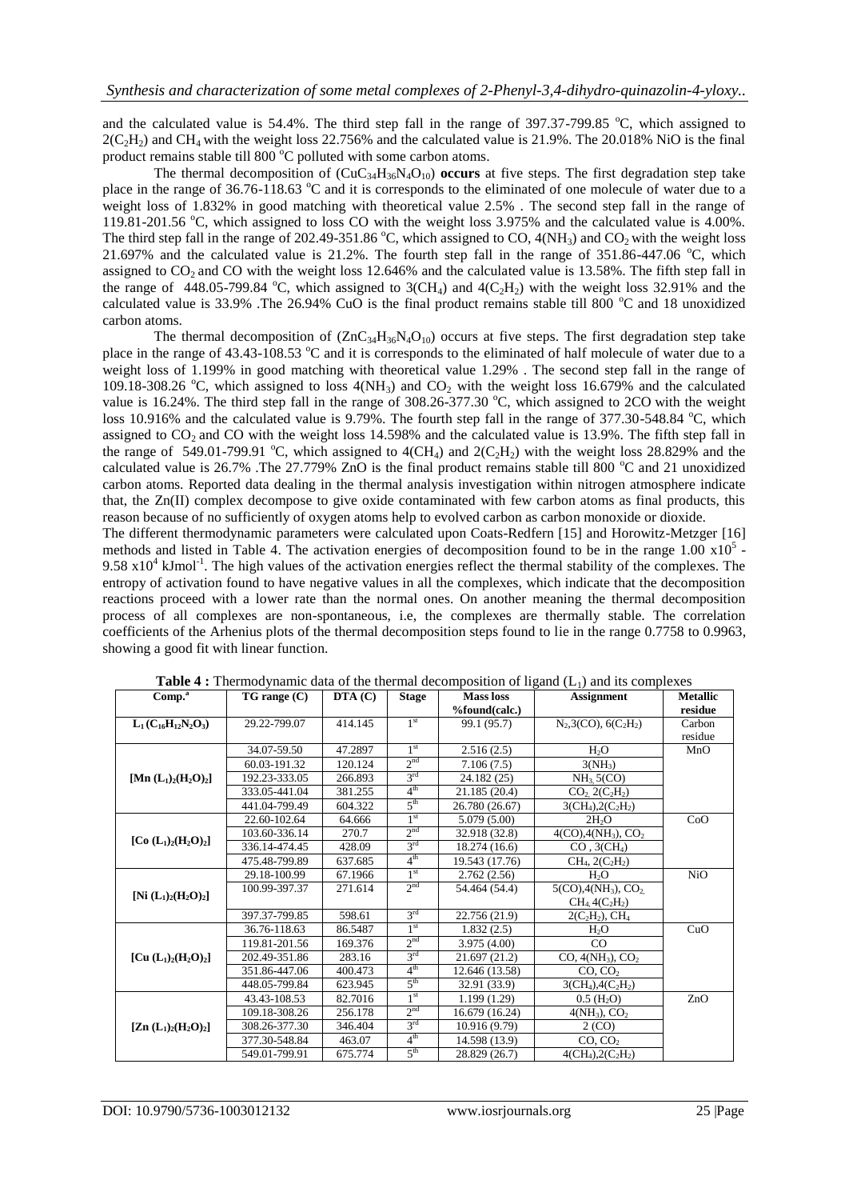and the calculated value is 54.4%. The third step fall in the range of 397.37-799.85 °C, which assigned to $2(C_2H_2)$ and $CH_4$ with the weight loss 22.756% and the calculated value is 21.9%. The 20.018% NiO is the final product remains stable till 800 °C polluted with some carbon atoms.

The thermal decomposition of $(CuC_{34}H_{36}N_4O_{10})$ **occurs** at five steps. The first degradation step take place in the range of 36.76-118.63 °C and it is corresponds to the eliminated of one molecule of water due to a weight loss of 1.832% in good matching with theoretical value 2.5% . The second step fall in the range of 119.81-201.56 °C, which assigned to loss CO with the weight loss 3.975% and the calculated value is 4.00%. The third step fall in the range of 202.49-351.86 °C, which assigned to CO, $4(NH_3)$ and $CO_2$ with the weight loss 21.697% and the calculated value is 21.2%. The fourth step fall in the range of 351.86-447.06 °C, which assigned to $CO_2$ and CO with the weight loss 12.646% and the calculated value is 13.58%. The fifth step fall in the range of 448.05-799.84 °C, which assigned to $3(CH_4)$ and $4(C_2H_2)$ with the weight loss 32.91% and the calculated value is 33.9% .The 26.94% CuO is the final product remains stable till 800 °C and 18 unoxidized carbon atoms.

The thermal decomposition of $(ZnC_{34}H_{36}N_4O_{10})$ occurs at five steps. The first degradation step take place in the range of 43.43-108.53 °C and it is corresponds to the eliminated of half molecule of water due to a weight loss of 1.199% in good matching with theoretical value 1.29% . The second step fall in the range of 109.18-308.26 °C, which assigned to loss $4(NH_3)$ and $CO_2$ with the weight loss 16.679% and the calculated value is 16.24%. The third step fall in the range of 308.26-377.30 °C, which assigned to 2CO with the weight loss 10.916% and the calculated value is 9.79%. The fourth step fall in the range of 377.30-548.84 °C, which assigned to $CO_2$ and CO with the weight loss 14.598% and the calculated value is 13.9%. The fifth step fall in the range of 549.01-799.91 °C, which assigned to $4(CH_4)$ and $2(C_2H_2)$ with the weight loss 28.829% and the calculated value is 26.7% .The 27.779% ZnO is the final product remains stable till 800 °C and 21 unoxidized carbon atoms. Reported data dealing in the thermal analysis investigation within nitrogen atmosphere indicate that, the Zn(II) complex decompose to give oxide contaminated with few carbon atoms as final products, this reason because of no sufficiently of oxygen atoms help to evolved carbon as carbon monoxide or dioxide.

The different thermodynamic parameters were calculated upon Coats-Redfern [15] and Horowitz-Metzger [16] methods and listed in Table 4. The activation energies of decomposition found to be in the range $1.00 \times 10^5$ - $9.58 \times 10^4$ kJmol$^{-1}$. The high values of the activation energies reflect the thermal stability of the complexes. The entropy of activation found to have negative values in all the complexes, which indicate that the decomposition reactions proceed with a lower rate than the normal ones. On another meaning the thermal decomposition process of all complexes are non-spontaneous, i.e, the complexes are thermally stable. The correlation coefficients of the Arhenius plots of the thermal decomposition steps found to lie in the range 0.7758 to 0.9963, showing a good fit with linear function.

**Table 4 :** Thermodynamic data of the thermal decomposition of ligand ($L_1$) and its complexes

| Comp.[a] | TG range (C) | DTA (C) | Stage | Mass loss %found(calc.) | Assignment | Metallic residue |
|---|---|---|---|---|---|---|
| $L_1$ ($C_{16}H_{12}N_2O_3$) | 29.22-799.07 | 414.145 | 1st | 99.1 (95.7) | $N_2$,3(CO), $6(C_2H_2)$ | Carbon residue |
| $[Mn(L_1)_2(H_2O)_2]$ | 34.07-59.50 | 47.2897 | 1st | 2.516 (2.5) | $H_2O$ | MnO |
| | 60.03-191.32 | 120.124 | 2nd | 7.106 (7.5) | $3(NH_3)$ | |
| | 192.23-333.05 | 266.893 | 3rd | 24.182 (25) | $NH_3$, 5(CO) | |
| | 333.05-441.04 | 381.255 | 4th | 21.185 (20.4) | $CO_2$, $2(C_2H_2)$ | |
| | 441.04-799.49 | 604.322 | 5th | 26.780 (26.67) | $3(CH_4)$,$2(C_2H_2)$ | |
| $[Co(L_1)_2(H_2O)_2]$ | 22.60-102.64 | 64.666 | 1st | 5.079 (5.00) | $2H_2O$ | CoO |
| | 103.60-336.14 | 270.7 | 2nd | 32.918 (32.8) | 4(CO),$4(NH_3)$, $CO_2$ | |
| | 336.14-474.45 | 428.09 | 3rd | 18.274 (16.6) | CO , $3(CH_4)$ | |
| | 475.48-799.89 | 637.685 | 4th | 19.543 (17.76) | $CH_4$, $2(C_2H_2)$ | |
| $[Ni(L_1)_2(H_2O)_2]$ | 29.18-100.99 | 67.1966 | 1st | 2.762 (2.56) | $H_2O$ | NiO |
| | 100.99-397.37 | 271.614 | 2nd | 54.464 (54.4) | 5(CO),$4(NH_3)$, $CO_2$, $CH_4$, $4(C_2H_2)$ | |
| | 397.37-799.85 | 598.61 | 3rd | 22.756 (21.9) | $2(C_2H_2)$, $CH_4$ | |
| $[Cu(L_1)_2(H_2O)_2]$ | 36.76-118.63 | 86.5487 | 1st | 1.832 (2.5) | $H_2O$ | CuO |
| | 119.81-201.56 | 169.376 | 2nd | 3.975 (4.00) | CO | |
| | 202.49-351.86 | 283.16 | 3rd | 21.697 (21.2) | CO, $4(NH_3)$, $CO_2$ | |
| | 351.86-447.06 | 400.473 | 4th | 12.646 (13.58) | CO, $CO_2$ | |
| | 448.05-799.84 | 623.945 | 5th | 32.91 (33.9) | $3(CH_4)$,$4(C_2H_2)$ | |
| $[Zn(L_1)_2(H_2O)_2]$ | 43.43-108.53 | 82.7016 | 1st | 1.199 (1.29) | 0.5 ($H_2O$) | ZnO |
| | 109.18-308.26 | 256.178 | 2nd | 16.679 (16.24) | $4(NH_3)$, $CO_2$ | |
| | 308.26-377.30 | 346.404 | 3rd | 10.916 (9.79) | 2 (CO) | |
| | 377.30-548.84 | 463.07 | 4th | 14.598 (13.9) | CO, $CO_2$ | |
| | 549.01-799.91 | 675.774 | 5th | 28.829 (26.7) | $4(CH_4)$,$2(C_2H_2)$ | |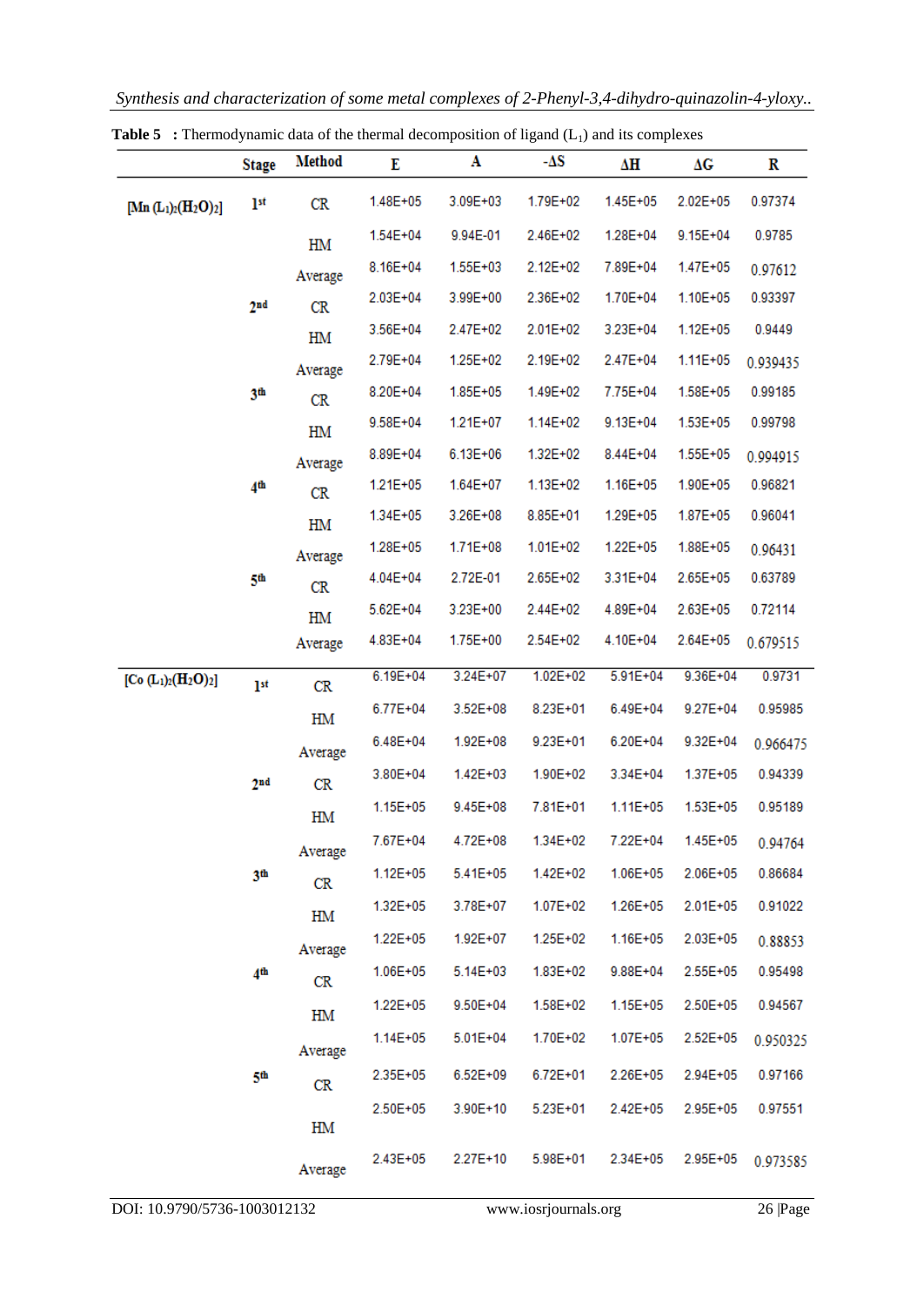**Table 5 : Thermodynamic data of the thermal decomposition of ligand ($L_1$) and its complexes**

| | Stage | Method | E | A | -ΔS | ΔH | ΔG | R |
|---|---|---|---|---|---|---|---|---|
| $[Mn(L_1)_2(H_2O)_2]$ | 1[st] | CR | 1.48E+05 | 3.09E+03 | 1.79E+02 | 1.45E+05 | 2.02E+05 | 0.97374 |
| | | HM | 1.54E+04 | 9.94E-01 | 2.46E+02 | 1.28E+04 | 9.15E+04 | 0.9785 |
| | | Average | 8.16E+04 | 1.55E+03 | 2.12E+02 | 7.89E+04 | 1.47E+05 | 0.97612 |
| | 2[nd] | CR | 2.03E+04 | 3.99E+00 | 2.36E+02 | 1.70E+04 | 1.10E+05 | 0.93397 |
| | | HM | 3.56E+04 | 2.47E+02 | 2.01E+02 | 3.23E+04 | 1.12E+05 | 0.9449 |
| | | Average | 2.79E+04 | 1.25E+02 | 2.19E+02 | 2.47E+04 | 1.11E+05 | 0.939435 |
| | 3[th] | CR | 8.20E+04 | 1.85E+05 | 1.49E+02 | 7.75E+04 | 1.58E+05 | 0.99185 |
| | | HM | 9.58E+04 | 1.21E+07 | 1.14E+02 | 9.13E+04 | 1.53E+05 | 0.99798 |
| | | Average | 8.89E+04 | 6.13E+06 | 1.32E+02 | 8.44E+04 | 1.55E+05 | 0.994915 |
| | 4[th] | CR | 1.21E+05 | 1.64E+07 | 1.13E+02 | 1.16E+05 | 1.90E+05 | 0.96821 |
| | | HM | 1.34E+05 | 3.26E+08 | 8.85E+01 | 1.29E+05 | 1.87E+05 | 0.96041 |
| | | Average | 1.28E+05 | 1.71E+08 | 1.01E+02 | 1.22E+05 | 1.88E+05 | 0.96431 |
| | 5[th] | CR | 4.04E+04 | 2.72E-01 | 2.65E+02 | 3.31E+04 | 2.65E+05 | 0.63789 |
| | | HM | 5.62E+04 | 3.23E+00 | 2.44E+02 | 4.89E+04 | 2.63E+05 | 0.72114 |
| | | Average | 4.83E+04 | 1.75E+00 | 2.54E+02 | 4.10E+04 | 2.64E+05 | 0.679515 |
| $[Co(L_1)_2(H_2O)_2]$ | 1[st] | CR | 6.19E+04 | 3.24E+07 | 1.02E+02 | 5.91E+04 | 9.36E+04 | 0.9731 |
| | | HM | 6.77E+04 | 3.52E+08 | 8.23E+01 | 6.49E+04 | 9.27E+04 | 0.95985 |
| | | Average | 6.48E+04 | 1.92E+08 | 9.23E+01 | 6.20E+04 | 9.32E+04 | 0.966475 |
| | 2[nd] | CR | 3.80E+04 | 1.42E+03 | 1.90E+02 | 3.34E+04 | 1.37E+05 | 0.94339 |
| | | HM | 1.15E+05 | 9.45E+08 | 7.81E+01 | 1.11E+05 | 1.53E+05 | 0.95189 |
| | | Average | 7.67E+04 | 4.72E+08 | 1.34E+02 | 7.22E+04 | 1.45E+05 | 0.94764 |
| | 3[th] | CR | 1.12E+05 | 5.41E+05 | 1.42E+02 | 1.06E+05 | 2.06E+05 | 0.86684 |
| | | HM | 1.32E+05 | 3.78E+07 | 1.07E+02 | 1.26E+05 | 2.01E+05 | 0.91022 |
| | | Average | 1.22E+05 | 1.92E+07 | 1.25E+02 | 1.16E+05 | 2.03E+05 | 0.88853 |
| | 4[th] | CR | 1.06E+05 | 5.14E+03 | 1.83E+02 | 9.88E+04 | 2.55E+05 | 0.95498 |
| | | HM | 1.22E+05 | 9.50E+04 | 1.58E+02 | 1.15E+05 | 2.50E+05 | 0.94567 |
| | | Average | 1.14E+05 | 5.01E+04 | 1.70E+02 | 1.07E+05 | 2.52E+05 | 0.950325 |
| | 5[th] | CR | 2.35E+05 | 6.52E+09 | 6.72E+01 | 2.26E+05 | 2.94E+05 | 0.97166 |
| | | HM | 2.50E+05 | 3.90E+10 | 5.23E+01 | 2.42E+05 | 2.95E+05 | 0.97551 |
| | | Average | 2.43E+05 | 2.27E+10 | 5.98E+01 | 2.34E+05 | 2.95E+05 | 0.973585 |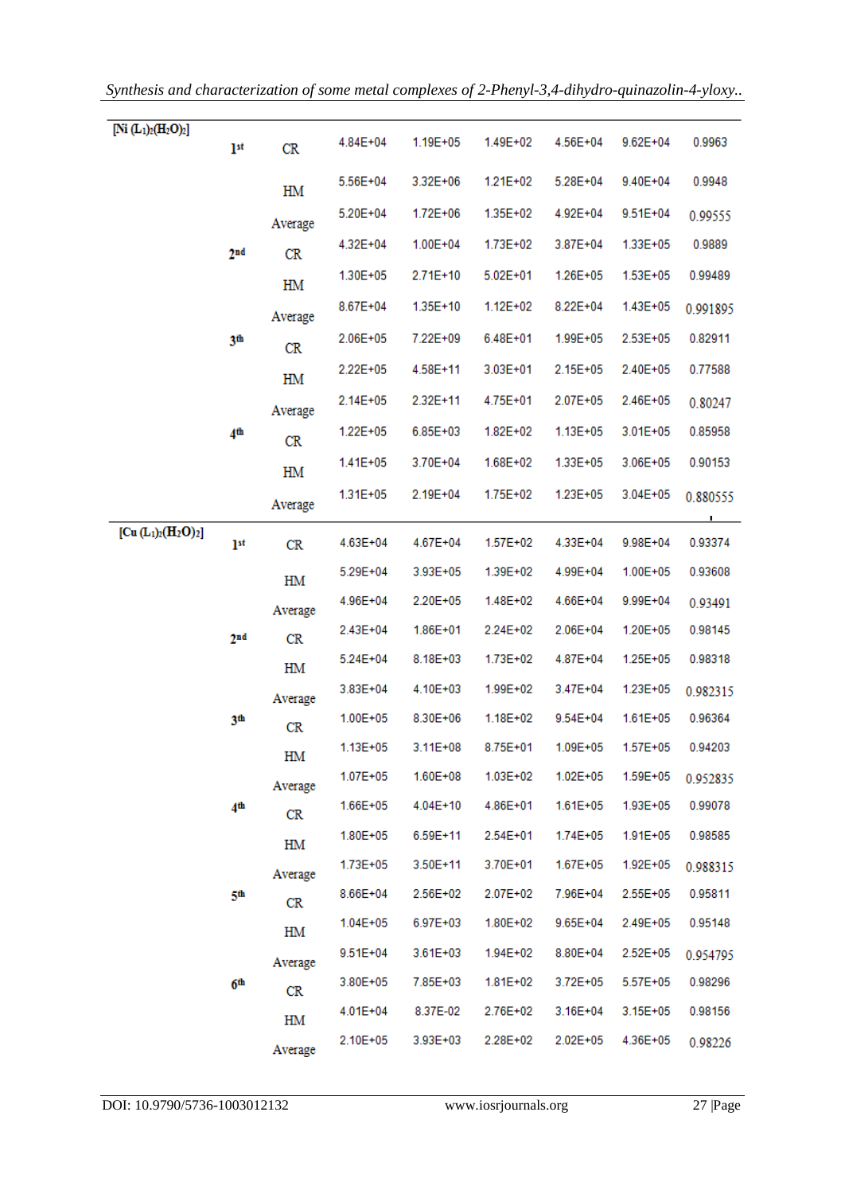| | | | | | | | | |
|---|---|---|---|---|---|---|---|---|
| [Ni $(L_1)_2(H_2O)_2$] | 1st | CR | 4.84E+04 | 1.19E+05 | 1.49E+02 | 4.56E+04 | 9.62E+04 | 0.9963 |
| | | HM | 5.56E+04 | 3.32E+06 | 1.21E+02 | 5.28E+04 | 9.40E+04 | 0.9948 |
| | | Average | 5.20E+04 | 1.72E+06 | 1.35E+02 | 4.92E+04 | 9.51E+04 | 0.99555 |
| | 2nd | CR | 4.32E+04 | 1.00E+04 | 1.73E+02 | 3.87E+04 | 1.33E+05 | 0.9889 |
| | | HM | 1.30E+05 | 2.71E+10 | 5.02E+01 | 1.26E+05 | 1.53E+05 | 0.99489 |
| | | Average | 8.67E+04 | 1.35E+10 | 1.12E+02 | 8.22E+04 | 1.43E+05 | 0.991895 |
| | 3th | CR | 2.06E+05 | 7.22E+09 | 6.48E+01 | 1.99E+05 | 2.53E+05 | 0.82911 |
| | | HM | 2.22E+05 | 4.58E+11 | 3.03E+01 | 2.15E+05 | 2.40E+05 | 0.77588 |
| | | Average | 2.14E+05 | 2.32E+11 | 4.75E+01 | 2.07E+05 | 2.46E+05 | 0.80247 |
| | 4th | CR | 1.22E+05 | 6.85E+03 | 1.82E+02 | 1.13E+05 | 3.01E+05 | 0.85958 |
| | | HM | 1.41E+05 | 3.70E+04 | 1.68E+02 | 1.33E+05 | 3.06E+05 | 0.90153 |
| | | Average | 1.31E+05 | 2.19E+04 | 1.75E+02 | 1.23E+05 | 3.04E+05 | 0.880555 |
| [Cu $(L_1)_2(H_2O)_2$] | 1st | CR | 4.63E+04 | 4.67E+04 | 1.57E+02 | 4.33E+04 | 9.98E+04 | 0.93374 |
| | | HM | 5.29E+04 | 3.93E+05 | 1.39E+02 | 4.99E+04 | 1.00E+05 | 0.93608 |
| | | Average | 4.96E+04 | 2.20E+05 | 1.48E+02 | 4.66E+04 | 9.99E+04 | 0.93491 |
| | 2nd | CR | 2.43E+04 | 1.86E+01 | 2.24E+02 | 2.06E+04 | 1.20E+05 | 0.98145 |
| | | HM | 5.24E+04 | 8.18E+03 | 1.73E+02 | 4.87E+04 | 1.25E+05 | 0.98318 |
| | | Average | 3.83E+04 | 4.10E+03 | 1.99E+02 | 3.47E+04 | 1.23E+05 | 0.982315 |
| | 3th | CR | 1.00E+05 | 8.30E+06 | 1.18E+02 | 9.54E+04 | 1.61E+05 | 0.96364 |
| | | HM | 1.13E+05 | 3.11E+08 | 8.75E+01 | 1.09E+05 | 1.57E+05 | 0.94203 |
| | | Average | 1.07E+05 | 1.60E+08 | 1.03E+02 | 1.02E+05 | 1.59E+05 | 0.952835 |
| | 4th | CR | 1.66E+05 | 4.04E+10 | 4.86E+01 | 1.61E+05 | 1.93E+05 | 0.99078 |
| | | HM | 1.80E+05 | 6.59E+11 | 2.54E+01 | 1.74E+05 | 1.91E+05 | 0.98585 |
| | | Average | 1.73E+05 | 3.50E+11 | 3.70E+01 | 1.67E+05 | 1.92E+05 | 0.988315 |
| | 5th | CR | 8.66E+04 | 2.56E+02 | 2.07E+02 | 7.96E+04 | 2.55E+05 | 0.95811 |
| | | HM | 1.04E+05 | 6.97E+03 | 1.80E+02 | 9.65E+04 | 2.49E+05 | 0.95148 |
| | | Average | 9.51E+04 | 3.61E+03 | 1.94E+02 | 8.80E+04 | 2.52E+05 | 0.954795 |
| | 6th | CR | 3.80E+05 | 7.85E+03 | 1.81E+02 | 3.72E+05 | 5.57E+05 | 0.98296 |
| | | HM | 4.01E+04 | 8.37E-02 | 2.76E+02 | 3.16E+04 | 3.15E+05 | 0.98156 |
| | | Average | 2.10E+05 | 3.93E+03 | 2.28E+02 | 2.02E+05 | 4.36E+05 | 0.98226 |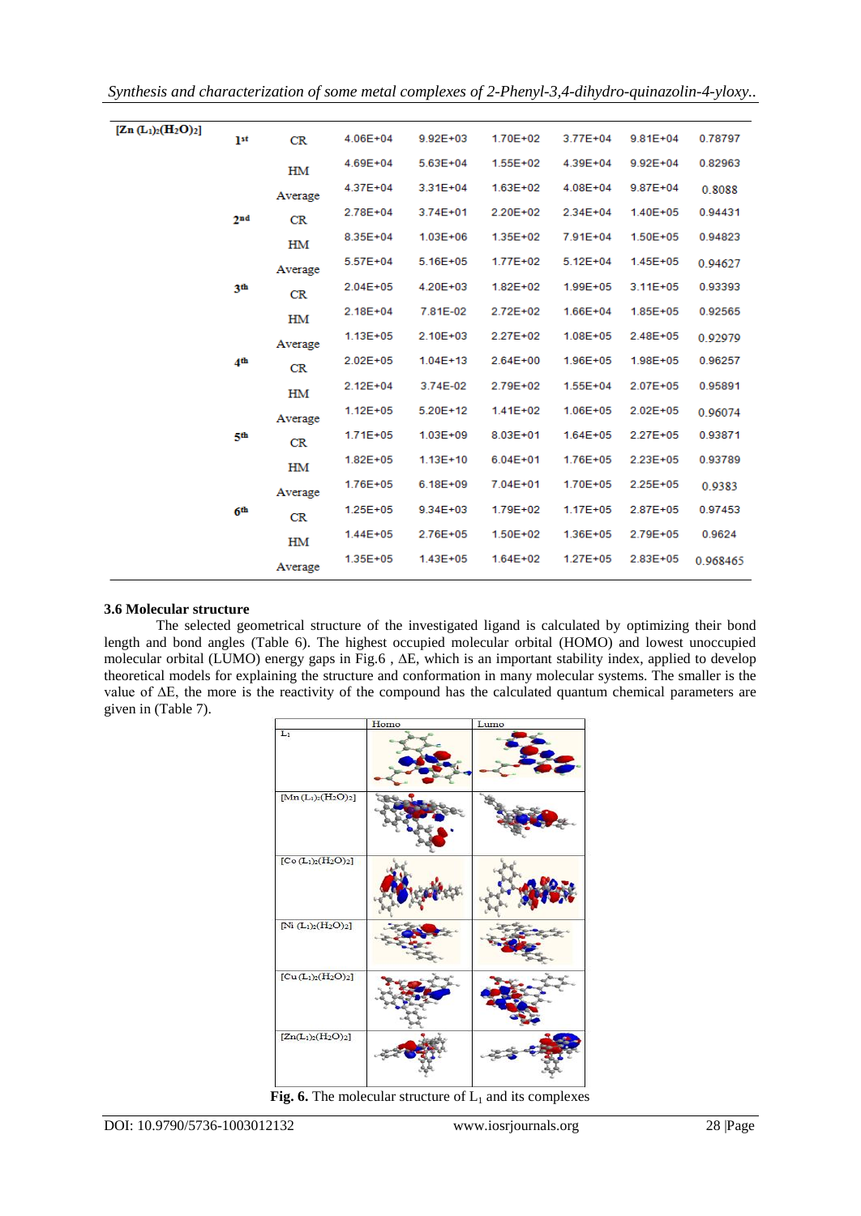| [Zn (L$_1$)$_2$(H$_2$O)$_2$] | | | | | | | | |
|---|---|---|---|---|---|---|---|---|
| | 1[st] | CR | 4.06E+04 | 9.92E+03 | 1.70E+02 | 3.77E+04 | 9.81E+04 | 0.78797 |
| | | HM | 4.69E+04 | 5.63E+04 | 1.55E+02 | 4.39E+04 | 9.92E+04 | 0.82963 |
| | | Average | 4.37E+04 | 3.31E+04 | 1.63E+02 | 4.08E+04 | 9.87E+04 | 0.8088 |
| | 2[nd] | CR | 2.78E+04 | 3.74E+01 | 2.20E+02 | 2.34E+04 | 1.40E+05 | 0.94431 |
| | | HM | 8.35E+04 | 1.03E+06 | 1.35E+02 | 7.91E+04 | 1.50E+05 | 0.94823 |
| | | Average | 5.57E+04 | 5.16E+05 | 1.77E+02 | 5.12E+04 | 1.45E+05 | 0.94627 |
| | 3[th] | CR | 2.04E+05 | 4.20E+03 | 1.82E+02 | 1.99E+05 | 3.11E+05 | 0.93393 |
| | | HM | 2.18E+04 | 7.81E-02 | 2.72E+02 | 1.66E+04 | 1.85E+05 | 0.92565 |
| | | Average | 1.13E+05 | 2.10E+03 | 2.27E+02 | 1.08E+05 | 2.48E+05 | 0.92979 |
| | 4[th] | CR | 2.02E+05 | 1.04E+13 | 2.64E+00 | 1.96E+05 | 1.98E+05 | 0.96257 |
| | | HM | 2.12E+04 | 3.74E-02 | 2.79E+02 | 1.55E+04 | 2.07E+05 | 0.95891 |
| | | Average | 1.12E+05 | 5.20E+12 | 1.41E+02 | 1.06E+05 | 2.02E+05 | 0.96074 |
| | 5[th] | CR | 1.71E+05 | 1.03E+09 | 8.03E+01 | 1.64E+05 | 2.27E+05 | 0.93871 |
| | | HM | 1.82E+05 | 1.13E+10 | 6.04E+01 | 1.76E+05 | 2.23E+05 | 0.93789 |
| | | Average | 1.76E+05 | 6.18E+09 | 7.04E+01 | 1.70E+05 | 2.25E+05 | 0.9383 |
| | 6[th] | CR | 1.25E+05 | 9.34E+03 | 1.79E+02 | 1.17E+05 | 2.87E+05 | 0.97453 |
| | | HM | 1.44E+05 | 2.76E+05 | 1.50E+02 | 1.36E+05 | 2.79E+05 | 0.9624 |
| | | Average | 1.35E+05 | 1.43E+05 | 1.64E+02 | 1.27E+05 | 2.83E+05 | 0.968465 |

### 3.6 Molecular structure

The selected geometrical structure of the investigated ligand is calculated by optimizing their bond length and bond angles (Table 6). The highest occupied molecular orbital (HOMO) and lowest unoccupied molecular orbital (LUMO) energy gaps in Fig.6 , ΔE, which is an important stability index, applied to develop theoretical models for explaining the structure and conformation in many molecular systems. The smaller is the value of ΔE, the more is the reactivity of the compound has the calculated quantum chemical parameters are given in (Table 7).

| | Homo | Lumo |
|---|---|---|
| L$_1$ | | |
| [Mn (L$_1$)$_2$(H$_2$O)$_2$] | | |
| [Co (L$_1$)$_2$(H$_2$O)$_2$] | | |
| [Ni (L$_1$)$_2$(H$_2$O)$_2$] | | |
| [Cu (L$_1$)$_2$(H$_2$O)$_2$] | | |
| [Zn(L$_1$)$_2$(H$_2$O)$_2$] | | |

**Fig. 6.** The molecular structure of L$_1$ and its complexes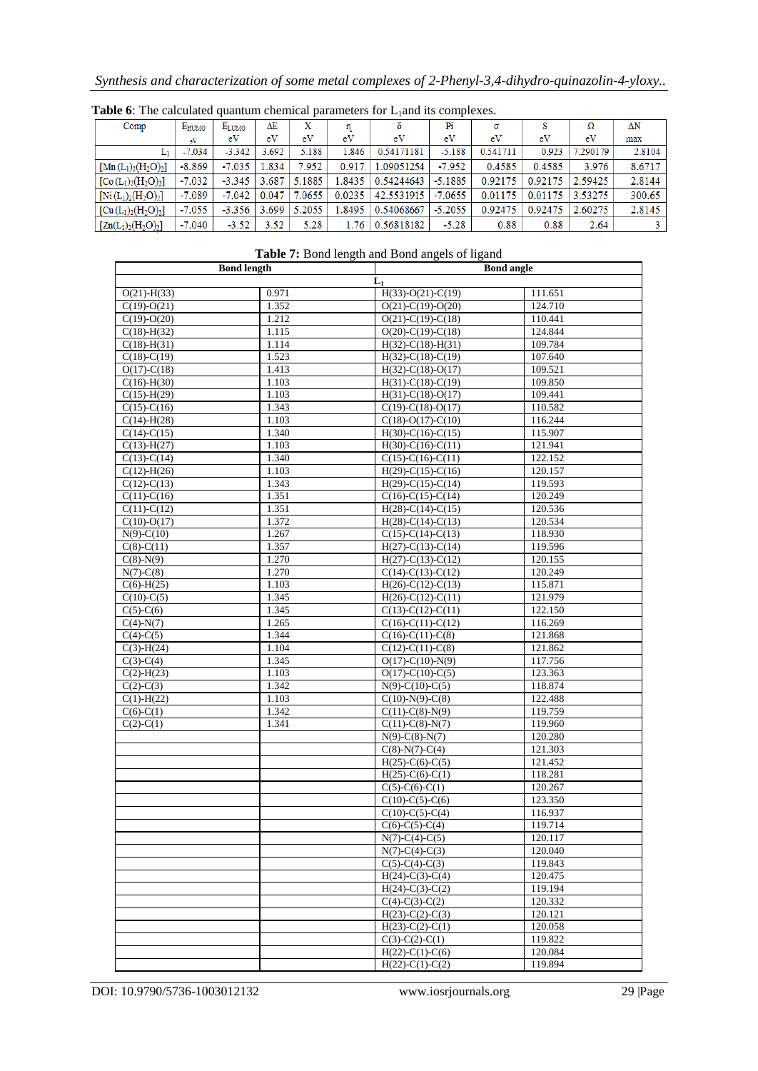**Table 6**: The calculated quantum chemical parameters for $L_1$ and its complexes.

| Comp | $E_{HUMO}$ eV | $E_{LUMO}$ eV | ΔE eV | X eV | η eV | δ eV | Pi eV | σ eV | S eV | Ω eV | ΔN max |
|---|---|---|---|---|---|---|---|---|---|---|---|
| $L_1$ | -7.034 | -3.342 | 3.692 | 5.188 | 1.846 | 0.54171181 | -5.188 | 0.541711 | 0.923 | 7.290179 | 2.8104 |
| $[Mn(L_1)_2(H_2O)_2]$ | -8.869 | -7.035 | 1.834 | 7.952 | 0.917 | 1.09051254 | -7.952 | 0.4585 | 0.4585 | 3.976 | 8.6717 |
| $[Co(L_1)_2(H_2O)_2]$ | -7.032 | -3.345 | 3.687 | 5.1885 | 1.8435 | 0.54244643 | -5.1885 | 0.92175 | 0.92175 | 2.59425 | 2.8144 |
| $[Ni(L_1)_2(H_2O)_2]$ | -7.089 | -7.042 | 0.047 | 7.0655 | 0.0235 | 42.5531915 | -7.0655 | 0.01175 | 0.01175 | 3.53275 | 300.65 |
| $[Cu(L_1)_2(H_2O)_2]$ | -7.055 | -3.356 | 3.699 | 5.2055 | 1.8495 | 0.54068667 | -5.2055 | 0.92475 | 0.92475 | 2.60275 | 2.8145 |
| $[Zn(L_1)_2(H_2O)_2]$ | -7.040 | -3.52 | 3.52 | 5.28 | 1.76 | 0.56818182 | -5.28 | 0.88 | 0.88 | 2.64 | 3 |

**Table 7:** Bond length and Bond angels of ligand

| Bond length | | Bond angle | |
|---|---|---|---|
| $L_1$ | | | |
| O(21)-H(33) | 0.971 | H(33)-O(21)-C(19) | 111.651 |
| C(19)-O(21) | 1.352 | O(21)-C(19)-O(20) | 124.710 |
| C(19)-O(20) | 1.212 | O(21)-C(19)-C(18) | 110.441 |
| C(18)-H(32) | 1.115 | O(20)-C(19)-C(18) | 124.844 |
| C(18)-H(31) | 1.114 | H(32)-C(18)-H(31) | 109.784 |
| C(18)-C(19) | 1.523 | H(32)-C(18)-C(19) | 107.640 |
| O(17)-C(18) | 1.413 | H(32)-C(18)-O(17) | 109.521 |
| C(16)-H(30) | 1.103 | H(31)-C(18)-C(19) | 109.850 |
| C(15)-H(29) | 1.103 | H(31)-C(18)-O(17) | 109.441 |
| C(15)-C(16) | 1.343 | C(19)-C(18)-O(17) | 110.582 |
| C(14)-H(28) | 1.103 | C(18)-O(17)-C(10) | 116.244 |
| C(14)-C(15) | 1.340 | H(30)-C(16)-C(15) | 115.907 |
| C(13)-H(27) | 1.103 | H(30)-C(16)-C(11) | 121.941 |
| C(13)-C(14) | 1.340 | C(15)-C(16)-C(11) | 122.152 |
| C(12)-H(26) | 1.103 | H(29)-C(15)-C(16) | 120.157 |
| C(12)-C(13) | 1.343 | H(29)-C(15)-C(14) | 119.593 |
| C(11)-C(16) | 1.351 | C(16)-C(15)-C(14) | 120.249 |
| C(11)-C(12) | 1.351 | H(28)-C(14)-C(15) | 120.536 |
| C(10)-O(17) | 1.372 | H(28)-C(14)-C(13) | 120.534 |
| N(9)-C(10) | 1.267 | C(15)-C(14)-C(13) | 118.930 |
| C(8)-C(11) | 1.357 | H(27)-C(13)-C(14) | 119.596 |
| C(8)-N(9) | 1.270 | H(27)-C(13)-C(12) | 120.155 |
| N(7)-C(8) | 1.270 | C(14)-C(13)-C(12) | 120.249 |
| C(6)-H(25) | 1.103 | H(26)-C(12)-C(13) | 115.871 |
| C(10)-C(5) | 1.345 | H(26)-C(12)-C(11) | 121.979 |
| C(5)-C(6) | 1.345 | C(13)-C(12)-C(11) | 122.150 |
| C(4)-N(7) | 1.265 | C(16)-C(11)-C(12) | 116.269 |
| C(4)-C(5) | 1.344 | C(16)-C(11)-C(8) | 121.868 |
| C(3)-H(24) | 1.104 | C(12)-C(11)-C(8) | 121.862 |
| C(3)-C(4) | 1.345 | O(17)-C(10)-N(9) | 117.756 |
| C(2)-H(23) | 1.103 | O(17)-C(10)-C(5) | 123.363 |
| C(2)-C(3) | 1.342 | N(9)-C(10)-C(5) | 118.874 |
| C(1)-H(22) | 1.103 | C(10)-N(9)-C(8) | 122.488 |
| C(6)-C(1) | 1.342 | C(11)-C(8)-N(9) | 119.759 |
| C(2)-C(1) | 1.341 | C(11)-C(8)-N(7) | 119.960 |
| | | N(9)-C(8)-N(7) | 120.280 |
| | | C(8)-N(7)-C(4) | 121.303 |
| | | H(25)-C(6)-C(5) | 121.452 |
| | | H(25)-C(6)-C(1) | 118.281 |
| | | C(5)-C(6)-C(1) | 120.267 |
| | | C(10)-C(5)-C(6) | 123.350 |
| | | C(10)-C(5)-C(4) | 116.937 |
| | | C(6)-C(5)-C(4) | 119.714 |
| | | N(7)-C(4)-C(5) | 120.117 |
| | | N(7)-C(4)-C(3) | 120.040 |
| | | C(5)-C(4)-C(3) | 119.843 |
| | | H(24)-C(3)-C(4) | 120.475 |
| | | H(24)-C(3)-C(2) | 119.194 |
| | | C(4)-C(3)-C(2) | 120.332 |
| | | H(23)-C(2)-C(3) | 120.121 |
| | | H(23)-C(2)-C(1) | 120.058 |
| | | C(3)-C(2)-C(1) | 119.822 |
| | | H(22)-C(1)-C(6) | 120.084 |
| | | H(22)-C(1)-C(2) | 119.894 |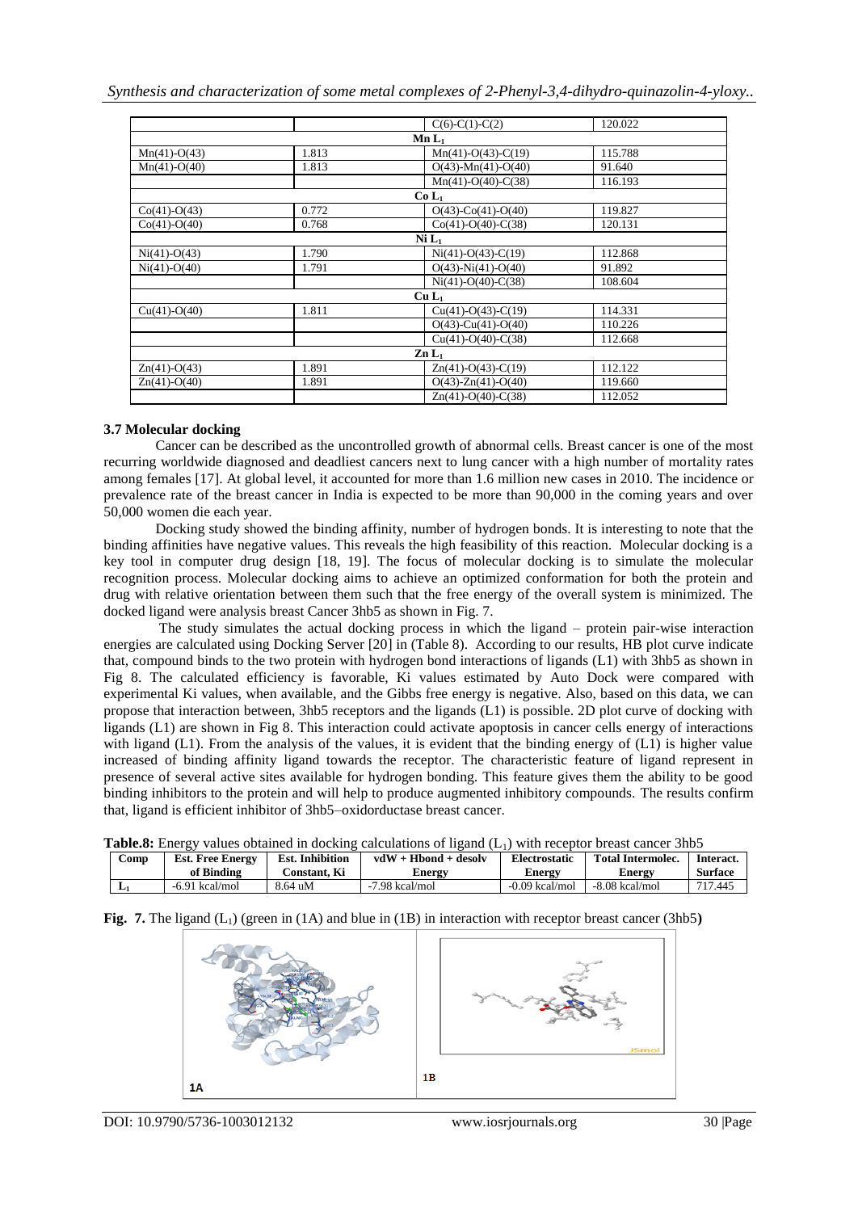| | | C(6)-C(1)-C(2) | 120.022 |
|---|---|---|---|
| | | **Mn $L_1$** | |
| Mn(41)-O(43) | 1.813 | Mn(41)-O(43)-C(19) | 115.788 |
| Mn(41)-O(40) | 1.813 | O(43)-Mn(41)-O(40) | 91.640 |
| | | Mn(41)-O(40)-C(38) | 116.193 |
| | | **Co $L_1$** | |
| Co(41)-O(43) | 0.772 | O(43)-Co(41)-O(40) | 119.827 |
| Co(41)-O(40) | 0.768 | Co(41)-O(40)-C(38) | 120.131 |
| | | **Ni $L_1$** | |
| Ni(41)-O(43) | 1.790 | Ni(41)-O(43)-C(19) | 112.868 |
| Ni(41)-O(40) | 1.791 | O(43)-Ni(41)-O(40) | 91.892 |
| | | Ni(41)-O(40)-C(38) | 108.604 |
| | | **Cu $L_1$** | |
| Cu(41)-O(40) | 1.811 | Cu(41)-O(43)-C(19) | 114.331 |
| | | O(43)-Cu(41)-O(40) | 110.226 |
| | | Cu(41)-O(40)-C(38) | 112.668 |
| | | **Zn $L_1$** | |
| Zn(41)-O(43) | 1.891 | Zn(41)-O(43)-C(19) | 112.122 |
| Zn(41)-O(40) | 1.891 | O(43)-Zn(41)-O(40) | 119.660 |
| | | Zn(41)-O(40)-C(38) | 112.052 |

### 3.7 Molecular docking

Cancer can be described as the uncontrolled growth of abnormal cells. Breast cancer is one of the most recurring worldwide diagnosed and deadliest cancers next to lung cancer with a high number of mortality rates among females [17]. At global level, it accounted for more than 1.6 million new cases in 2010. The incidence or prevalence rate of the breast cancer in India is expected to be more than 90,000 in the coming years and over 50,000 women die each year.

Docking study showed the binding affinity, number of hydrogen bonds. It is interesting to note that the binding affinities have negative values. This reveals the high feasibility of this reaction. Molecular docking is a key tool in computer drug design [18, 19]. The focus of molecular docking is to simulate the molecular recognition process. Molecular docking aims to achieve an optimized conformation for both the protein and drug with relative orientation between them such that the free energy of the overall system is minimized. The docked ligand were analysis breast Cancer 3hb5 as shown in Fig. 7.

The study simulates the actual docking process in which the ligand – protein pair-wise interaction energies are calculated using Docking Server [20] in (Table 8). According to our results, HB plot curve indicate that, compound binds to the two protein with hydrogen bond interactions of ligands (L1) with 3hb5 as shown in Fig 8. The calculated efficiency is favorable, Ki values estimated by Auto Dock were compared with experimental Ki values, when available, and the Gibbs free energy is negative. Also, based on this data, we can propose that interaction between, 3hb5 receptors and the ligands (L1) is possible. 2D plot curve of docking with ligands (L1) are shown in Fig 8. This interaction could activate apoptosis in cancer cells energy of interactions with ligand (L1). From the analysis of the values, it is evident that the binding energy of (L1) is higher value increased of binding affinity ligand towards the receptor. The characteristic feature of ligand represent in presence of several active sites available for hydrogen bonding. This feature gives them the ability to be good binding inhibitors to the protein and will help to produce augmented inhibitory compounds. The results confirm that, ligand is efficient inhibitor of 3hb5–oxidoreductase breast cancer.

**Table.8:** Energy values obtained in docking calculations of ligand ($L_1$) with receptor breast cancer 3hb5

| Comp | Est. Free Energy of Binding | Est. Inhibition Constant, Ki | vdW + Hbond + desolv Energy | Electrostatic Energy | Total Intermolec. Energy | Interact. Surface |
|---|---|---|---|---|---|---|
| $L_1$ | -6.91 kcal/mol | 8.64 uM | -7.98 kcal/mol | -0.09 kcal/mol | -8.08 kcal/mol | 717.445 |

**Fig. 7.** The ligand ($L_1$) (green in (1A) and blue in (1B) in interaction with receptor breast cancer (3hb5**)**

1A

1B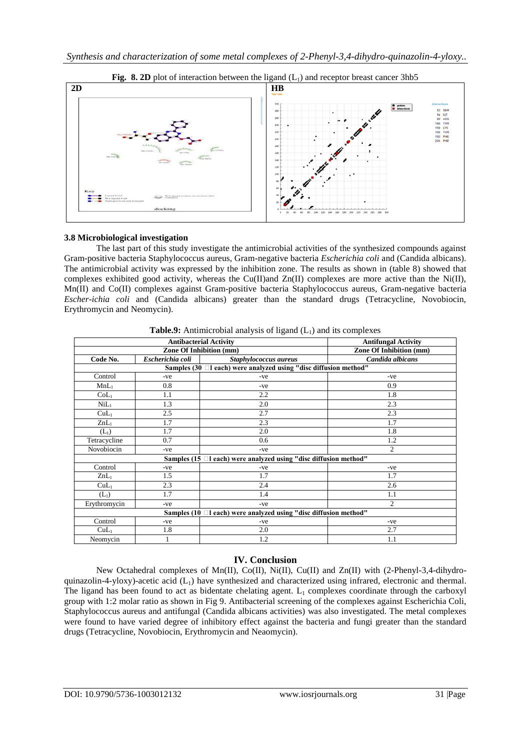**Fig. 8. 2D** plot of interaction between the ligand ($L_1$) and receptor breast cancer 3hb5

### 3.8 Microbiological investigation

The last part of this study investigate the antimicrobial activities of the synthesized compounds against Gram-positive bacteria Staphylococcus aureus, Gram-negative bacteria *Escherichia coli* and (Candida albicans). The antimicrobial activity was expressed by the inhibition zone. The results as shown in (table 8) showed that complexes exhibited good activity, whereas the Cu(II)and Zn(II) complexes are more active than the Ni(II), Mn(II) and Co(II) complexes against Gram-positive bacteria Staphylococcus aureus, Gram-negative bacteria *Escher-ichia coli* and (Candida albicans) greater than the standard drugs (Tetracycline, Novobiocin, Erythromycin and Neomycin).

**Table.9:** Antimicrobial analysis of ligand ($L_1$) and its complexes

| | Antibacterial Activity | | Antifungal Activity |
|---|---|---|---|
| | Zone Of Inhibition (mm) | | Zone Of Inhibition (mm) |
| **Code No.** | ***Escherichia coli*** | ***Staphylococcus aureus*** | ***Candida albicans*** |
| **Samples (30 μl each) were analyzed using "disc diffusion method"** | | | |
| Control | -ve | -ve | -ve |
| $MnL_1$ | 0.8 | -ve | 0.9 |
| $CoL_1$ | 1.1 | 2.2 | 1.8 |
| $NiL_1$ | 1.3 | 2.0 | 2.3 |
| $CuL_1$ | 2.5 | 2.7 | 2.3 |
| $ZnL_1$ | 1.7 | 2.3 | 1.7 |
| ($L_1$) | 1.7 | 2.0 | 1.8 |
| Tetracycline | 0.7 | 0.6 | 1.2 |
| Novobiocin | -ve | -ve | 2 |
| **Samples (15 μl each) were analyzed using "disc diffusion method"** | | | |
| Control | -ve | -ve | -ve |
| $ZnL_1$ | 1.5 | 1.7 | 1.7 |
| $CuL_1$ | 2.3 | 2.4 | 2.6 |
| ($L_1$) | 1.7 | 1.4 | 1.1 |
| Erythromycin | -ve | -ve | 2 |
| **Samples (10 μl each) were analyzed using "disc diffusion method"** | | | |
| Control | -ve | -ve | -ve |
| $CuL_1$ | 1.8 | 2.0 | 2.7 |
| Neomycin | 1 | 1.2 | 1.1 |

## IV. Conclusion

New Octahedral complexes of Mn(II), Co(II), Ni(II), Cu(II) and Zn(II) with (2-Phenyl-3,4-dihydro-quinazolin-4-yloxy)-acetic acid ($L_1$) have synthesized and characterized using infrared, electronic and thermal. The ligand has been found to act as bidentate chelating agent. $L_1$ complexes coordinate through the carboxyl group with 1:2 molar ratio as shown in Fig 9. Antibacterial screening of the complexes against Escherichia Coli, Staphylococcus aureus and antifungal (Candida albicans activities) was also investigated. The metal complexes were found to have varied degree of inhibitory effect against the bacteria and fungi greater than the standard drugs (Tetracycline, Novobiocin, Erythromycin and Neaomycin).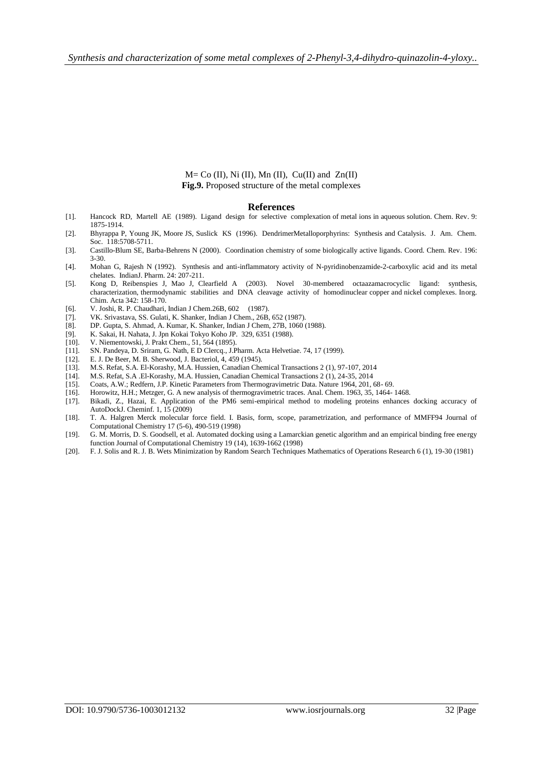M= Co (II), Ni (II), Mn (II), Cu(II) and Zn(II)

**Fig.9.** Proposed structure of the metal complexes

## References

[1]. Hancock RD, Martell AE (1989). Ligand design for selective complexation of metal ions in aqueous solution. Chem. Rev. 9: 1875-1914.

[2]. Bhyrappa P, Young JK, Moore JS, Suslick KS (1996). DendrimerMetalloporphyrins: Synthesis and Catalysis. J. Am. Chem. Soc. 118:5708-5711.

[3]. Castillo-Blum SE, Barba-Behrens N (2000). Coordination chemistry of some biologically active ligands. Coord. Chem. Rev. 196: 3-30.

[4]. Mohan G, Rajesh N (1992). Synthesis and anti-inflammatory activity of N-pyridinobenzamide-2-carboxylic acid and its metal chelates. IndianJ. Pharm. 24: 207-211.

[5]. Kong D, Reibenspies J, Mao J, Clearfield A (2003). Novel 30-membered octaazamacrocyclic ligand: synthesis, characterization, thermodynamic stabilities and DNA cleavage activity of homodinuclear copper and nickel complexes. Inorg. Chim. Acta 342: 158-170.

[6]. V. Joshi, R. P. Chaudhari, Indian J Chem.26B, 602 (1987).

[7]. VK. Srivastava, SS. Gulati, K. Shanker, Indian J Chem., 26B, 652 (1987).

[8]. DP. Gupta, S. Ahmad, A. Kumar, K. Shanker, Indian J Chem, 27B, 1060 (1988).

[9]. K. Sakai, H. Nahata, J. Jpn Kokai Tokyo Koho JP. 329, 6351 (1988).

[10]. V. Niementowski, J. Prakt Chem., 51, 564 (1895).

[11]. SN. Pandeya, D. Sriram, G. Nath, E D Clercq., J.Pharm. Acta Helvetiae. 74, 17 (1999).

[12]. E. J. De Beer, M. B. Sherwood, J. Bacteriol, 4, 459 (1945).

[13]. M.S. Refat, S.A. El-Korashy, M.A. Hussien, Canadian Chemical Transactions 2 (1), 97-107, 2014

[14]. M.S. Refat, S.A .El-Korashy, M.A. Hussien, Canadian Chemical Transactions 2 (1), 24-35, 2014

[15]. Coats, A.W.; Redfern, J.P. Kinetic Parameters from Thermogravimetric Data. Nature 1964, 201, 68- 69.

[16]. Horowitz, H.H.; Metzger, G. A new analysis of thermogravimetric traces. Anal. Chem. 1963, 35, 1464- 1468.

[17]. Bikadi, Z., Hazai, E. Application of the PM6 semi-empirical method to modeling proteins enhances docking accuracy of AutoDockJ. Cheminf. 1, 15 (2009)

[18]. T. A. Halgren Merck molecular force field. I. Basis, form, scope, parametrization, and performance of MMFF94 Journal of Computational Chemistry 17 (5-6), 490-519 (1998)

[19]. G. M. Morris, D. S. Goodsell, et al. Automated docking using a Lamarckian genetic algorithm and an empirical binding free energy function Journal of Computational Chemistry 19 (14), 1639-1662 (1998)

[20]. F. J. Solis and R. J. B. Wets Minimization by Random Search Techniques Mathematics of Operations Research 6 (1), 19-30 (1981)